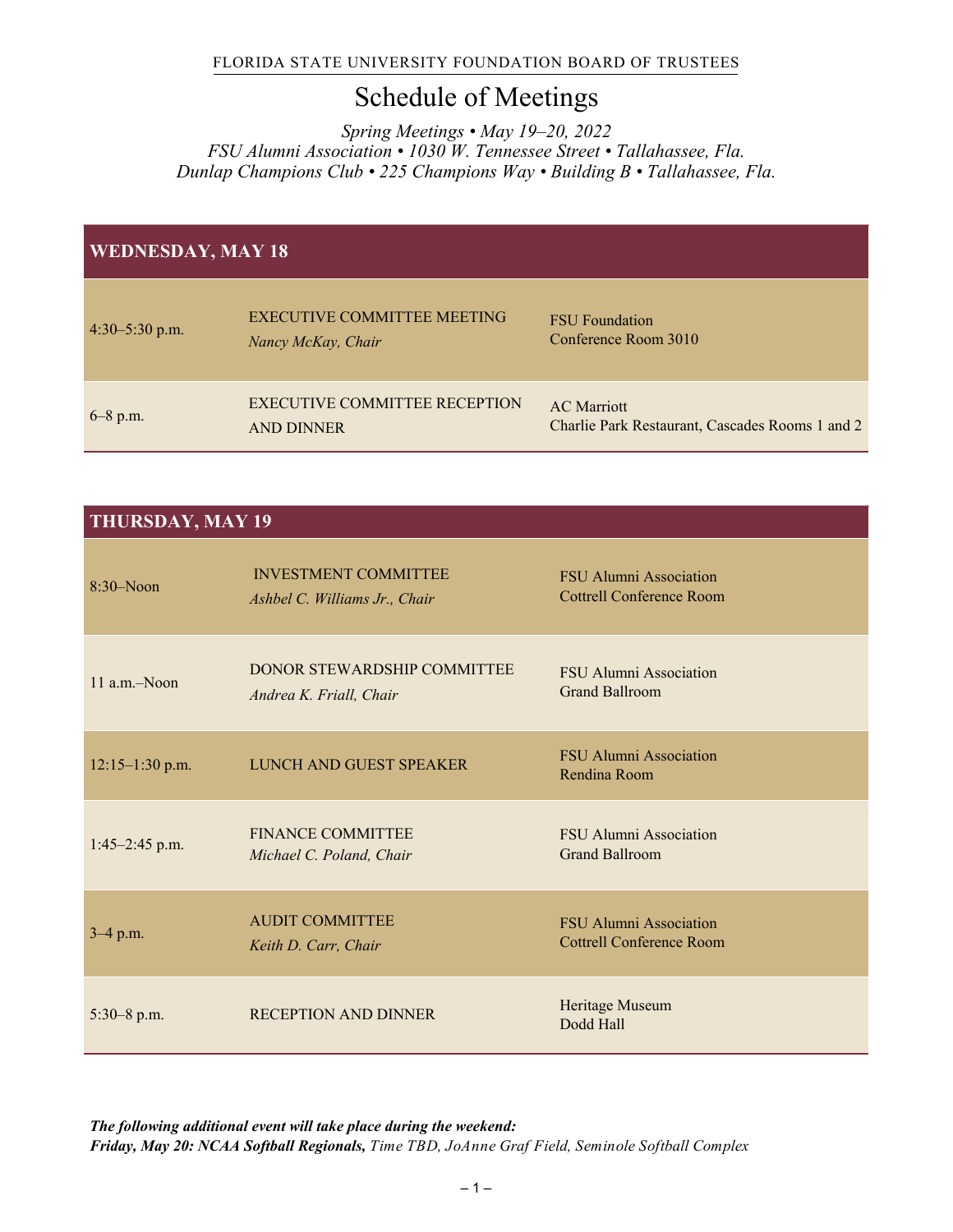FLORIDA STATE UNIVERSITY FOUNDATION BOARD OF TRUSTEES

# Schedule of Meetings

*Spring Meetings • May 19–20, 2022*
*FSU Alumni Association • 1030 W. Tennessee Street • Tallahassee, Fla.*
*Dunlap Champions Club • 225 Champions Way • Building B • Tallahassee, Fla.*

## WEDNESDAY, MAY 18

| Time | Event | Location |
|---|---|---|
| 4:30–5:30 p.m. | EXECUTIVE COMMITTEE MEETING<br>*Nancy McKay, Chair* | FSU Foundation<br>Conference Room 3010 |
| 6–8 p.m. | EXECUTIVE COMMITTEE RECEPTION AND DINNER | AC Marriott<br>Charlie Park Restaurant, Cascades Rooms 1 and 2 |

## THURSDAY, MAY 19

| Time | Event | Location |
|---|---|---|
| 8:30–Noon | INVESTMENT COMMITTEE<br>*Ashbel C. Williams Jr., Chair* | FSU Alumni Association<br>Cottrell Conference Room |
| 11 a.m.–Noon | DONOR STEWARDSHIP COMMITTEE<br>*Andrea K. Friall, Chair* | FSU Alumni Association<br>Grand Ballroom |
| 12:15–1:30 p.m. | LUNCH AND GUEST SPEAKER | FSU Alumni Association<br>Rendina Room |
| 1:45–2:45 p.m. | FINANCE COMMITTEE<br>*Michael C. Poland, Chair* | FSU Alumni Association<br>Grand Ballroom |
| 3–4 p.m. | AUDIT COMMITTEE<br>*Keith D. Carr, Chair* | FSU Alumni Association<br>Cottrell Conference Room |
| 5:30–8 p.m. | RECEPTION AND DINNER | Heritage Museum<br>Dodd Hall |

***The following additional event will take place during the weekend:***
***Friday, May 20: NCAA Softball Regionals,*** *Time TBD, JoAnne Graf Field, Seminole Softball Complex*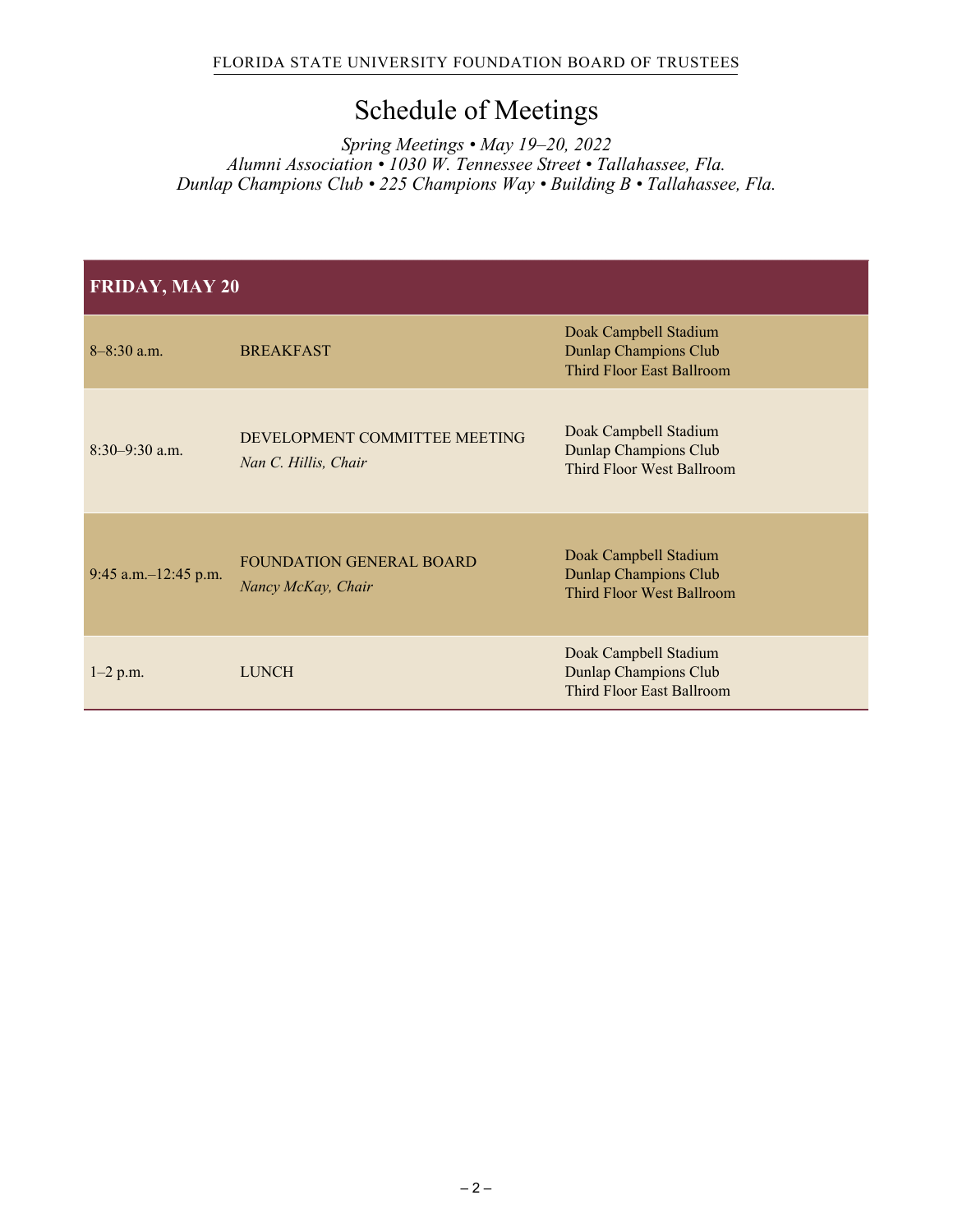FLORIDA STATE UNIVERSITY FOUNDATION BOARD OF TRUSTEES

# Schedule of Meetings

*Spring Meetings • May 19–20, 2022*
*Alumni Association • 1030 W. Tennessee Street • Tallahassee, Fla.*
*Dunlap Champions Club • 225 Champions Way • Building B • Tallahassee, Fla.*

| **FRIDAY, MAY 20** | | |
|---|---|---|
| 8–8:30 a.m. | BREAKFAST | Doak Campbell Stadium<br>Dunlap Champions Club<br>Third Floor East Ballroom |
| 8:30–9:30 a.m. | DEVELOPMENT COMMITTEE MEETING<br>*Nan C. Hillis, Chair* | Doak Campbell Stadium<br>Dunlap Champions Club<br>Third Floor West Ballroom |
| 9:45 a.m.–12:45 p.m. | FOUNDATION GENERAL BOARD<br>*Nancy McKay, Chair* | Doak Campbell Stadium<br>Dunlap Champions Club<br>Third Floor West Ballroom |
| 1–2 p.m. | LUNCH | Doak Campbell Stadium<br>Dunlap Champions Club<br>Third Floor East Ballroom |